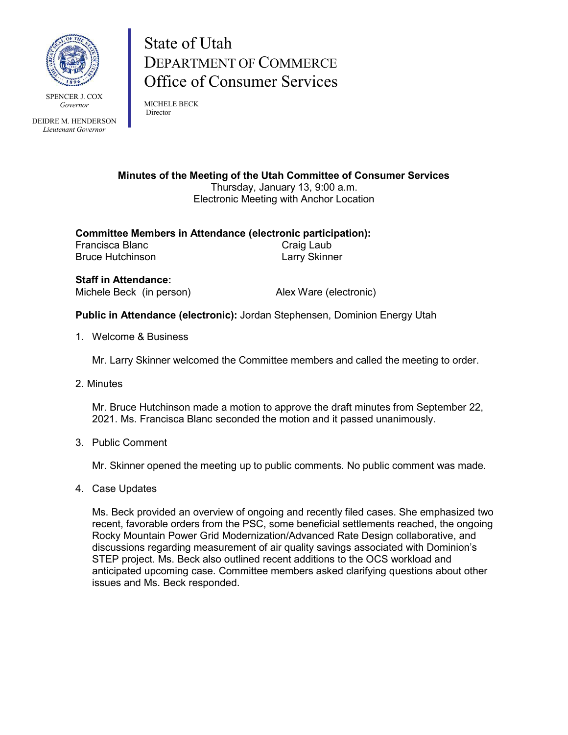SPENCER J. COX
*Governor*

DEIDRE M. HENDERSON
*Lieutenant Governor*

# State of Utah
## DEPARTMENT OF COMMERCE
## Office of Consumer Services

MICHELE BECK
Director

**Minutes of the Meeting of the Utah Committee of Consumer Services**
Thursday, January 13, 9:00 a.m.
Electronic Meeting with Anchor Location

**Committee Members in Attendance (electronic participation):**
Francisca Blanc
Bruce Hutchinson
Craig Laub
Larry Skinner

**Staff in Attendance:**
Michele Beck (in person)
Alex Ware (electronic)

**Public in Attendance (electronic):** Jordan Stephensen, Dominion Energy Utah

1. Welcome & Business

   Mr. Larry Skinner welcomed the Committee members and called the meeting to order.

2. Minutes

   Mr. Bruce Hutchinson made a motion to approve the draft minutes from September 22, 2021. Ms. Francisca Blanc seconded the motion and it passed unanimously.

3. Public Comment

   Mr. Skinner opened the meeting up to public comments. No public comment was made.

4. Case Updates

   Ms. Beck provided an overview of ongoing and recently filed cases. She emphasized two recent, favorable orders from the PSC, some beneficial settlements reached, the ongoing Rocky Mountain Power Grid Modernization/Advanced Rate Design collaborative, and discussions regarding measurement of air quality savings associated with Dominion's STEP project. Ms. Beck also outlined recent additions to the OCS workload and anticipated upcoming case. Committee members asked clarifying questions about other issues and Ms. Beck responded.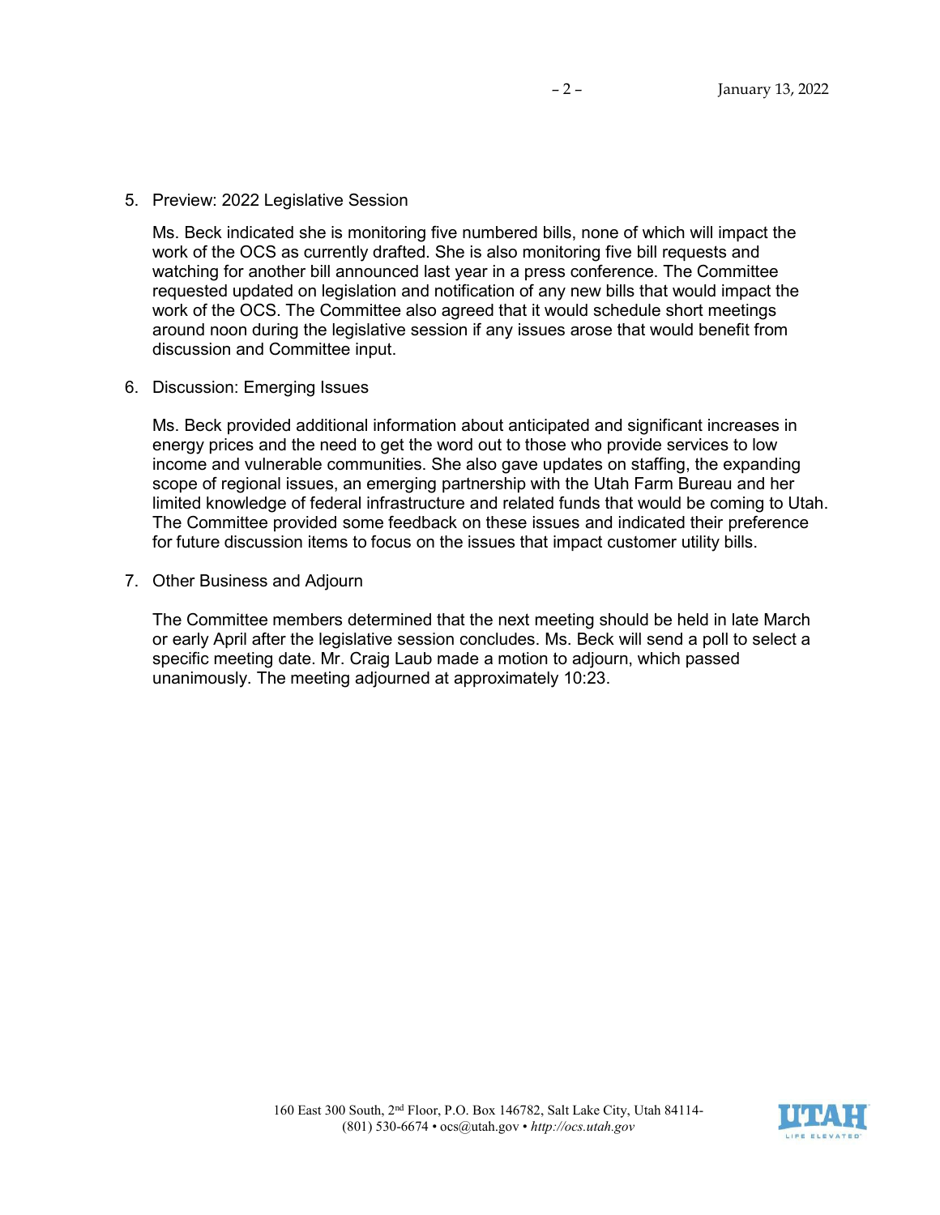5. Preview: 2022 Legislative Session

   Ms. Beck indicated she is monitoring five numbered bills, none of which will impact the work of the OCS as currently drafted. She is also monitoring five bill requests and watching for another bill announced last year in a press conference. The Committee requested updated on legislation and notification of any new bills that would impact the work of the OCS. The Committee also agreed that it would schedule short meetings around noon during the legislative session if any issues arose that would benefit from discussion and Committee input.

6. Discussion: Emerging Issues

   Ms. Beck provided additional information about anticipated and significant increases in energy prices and the need to get the word out to those who provide services to low income and vulnerable communities. She also gave updates on staffing, the expanding scope of regional issues, an emerging partnership with the Utah Farm Bureau and her limited knowledge of federal infrastructure and related funds that would be coming to Utah. The Committee provided some feedback on these issues and indicated their preference for future discussion items to focus on the issues that impact customer utility bills.

7. Other Business and Adjourn

   The Committee members determined that the next meeting should be held in late March or early April after the legislative session concludes. Ms. Beck will send a poll to select a specific meeting date. Mr. Craig Laub made a motion to adjourn, which passed unanimously. The meeting adjourned at approximately 10:23.